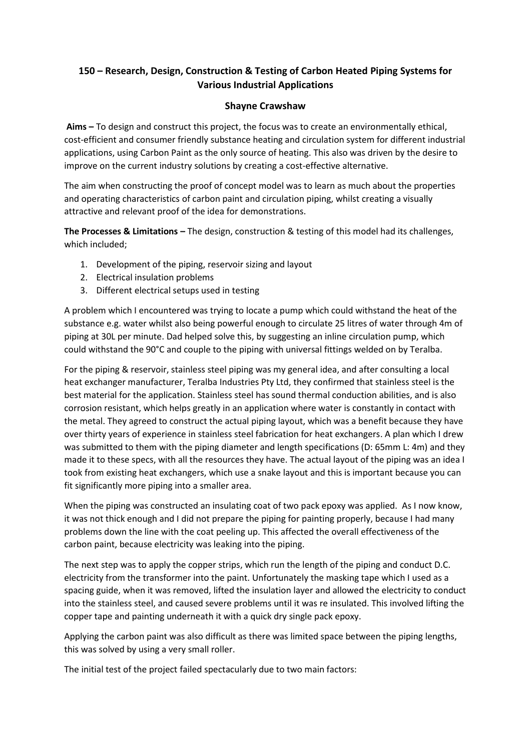**150 – Research, Design, Construction & Testing of Carbon Heated Piping Systems for Various Industrial Applications**

**Shayne Crawshaw**

**Aims –** To design and construct this project, the focus was to create an environmentally ethical, cost-efficient and consumer friendly substance heating and circulation system for different industrial applications, using Carbon Paint as the only source of heating. This also was driven by the desire to improve on the current industry solutions by creating a cost-effective alternative.

The aim when constructing the proof of concept model was to learn as much about the properties and operating characteristics of carbon paint and circulation piping, whilst creating a visually attractive and relevant proof of the idea for demonstrations.

**The Processes & Limitations –** The design, construction & testing of this model had its challenges, which included;

1. Development of the piping, reservoir sizing and layout
2. Electrical insulation problems
3. Different electrical setups used in testing

A problem which I encountered was trying to locate a pump which could withstand the heat of the substance e.g. water whilst also being powerful enough to circulate 25 litres of water through 4m of piping at 30L per minute. Dad helped solve this, by suggesting an inline circulation pump, which could withstand the 90°C and couple to the piping with universal fittings welded on by Teralba.

For the piping & reservoir, stainless steel piping was my general idea, and after consulting a local heat exchanger manufacturer, Teralba Industries Pty Ltd, they confirmed that stainless steel is the best material for the application. Stainless steel has sound thermal conduction abilities, and is also corrosion resistant, which helps greatly in an application where water is constantly in contact with the metal. They agreed to construct the actual piping layout, which was a benefit because they have over thirty years of experience in stainless steel fabrication for heat exchangers. A plan which I drew was submitted to them with the piping diameter and length specifications (D: 65mm L: 4m) and they made it to these specs, with all the resources they have. The actual layout of the piping was an idea I took from existing heat exchangers, which use a snake layout and this is important because you can fit significantly more piping into a smaller area.

When the piping was constructed an insulating coat of two pack epoxy was applied. As I now know, it was not thick enough and I did not prepare the piping for painting properly, because I had many problems down the line with the coat peeling up. This affected the overall effectiveness of the carbon paint, because electricity was leaking into the piping.

The next step was to apply the copper strips, which run the length of the piping and conduct D.C. electricity from the transformer into the paint. Unfortunately the masking tape which I used as a spacing guide, when it was removed, lifted the insulation layer and allowed the electricity to conduct into the stainless steel, and caused severe problems until it was re insulated. This involved lifting the copper tape and painting underneath it with a quick dry single pack epoxy.

Applying the carbon paint was also difficult as there was limited space between the piping lengths, this was solved by using a very small roller.

The initial test of the project failed spectacularly due to two main factors: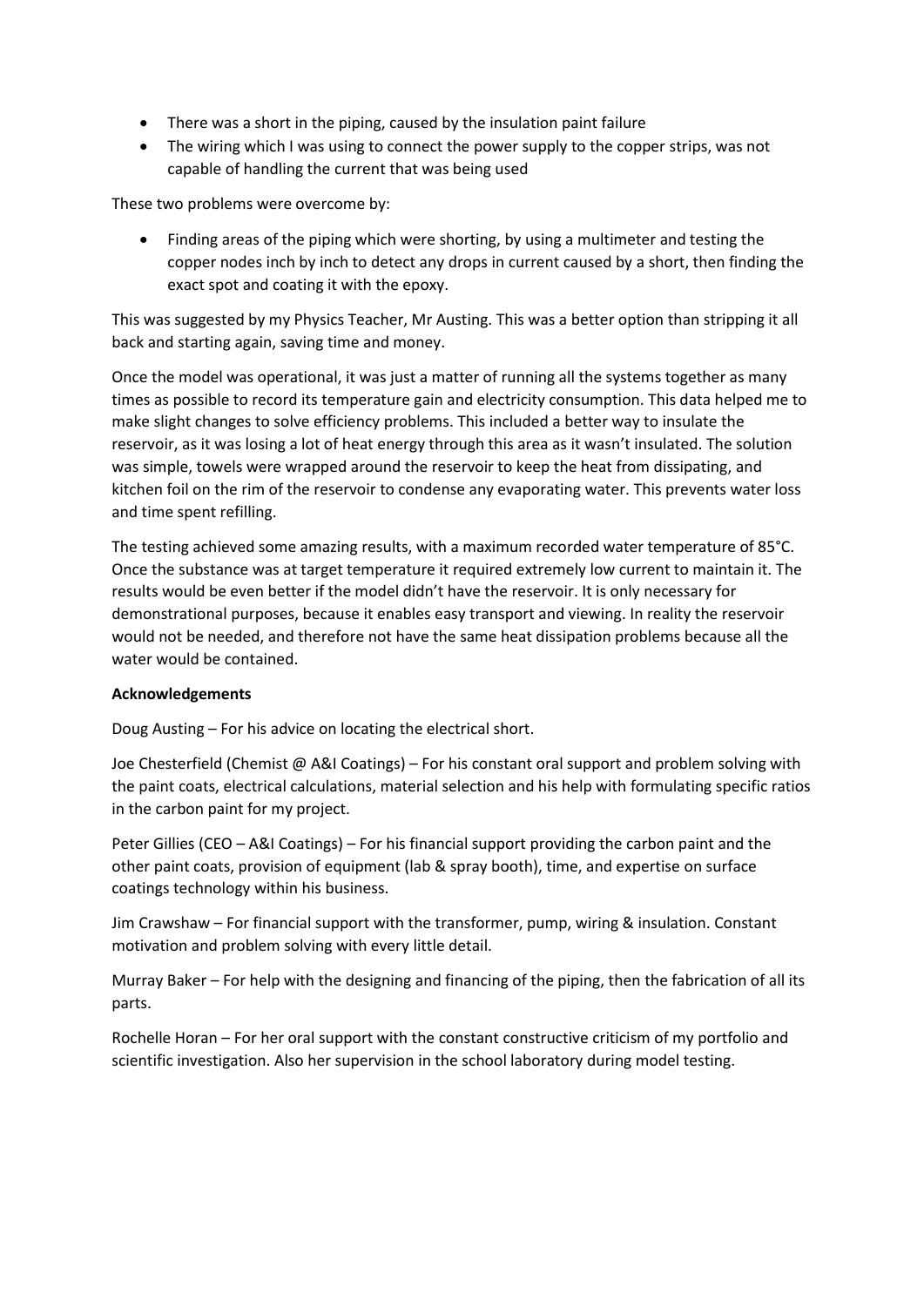- There was a short in the piping, caused by the insulation paint failure
- The wiring which I was using to connect the power supply to the copper strips, was not capable of handling the current that was being used

These two problems were overcome by:

- Finding areas of the piping which were shorting, by using a multimeter and testing the copper nodes inch by inch to detect any drops in current caused by a short, then finding the exact spot and coating it with the epoxy.

This was suggested by my Physics Teacher, Mr Austing. This was a better option than stripping it all back and starting again, saving time and money.

Once the model was operational, it was just a matter of running all the systems together as many times as possible to record its temperature gain and electricity consumption. This data helped me to make slight changes to solve efficiency problems. This included a better way to insulate the reservoir, as it was losing a lot of heat energy through this area as it wasn't insulated. The solution was simple, towels were wrapped around the reservoir to keep the heat from dissipating, and kitchen foil on the rim of the reservoir to condense any evaporating water. This prevents water loss and time spent refilling.

The testing achieved some amazing results, with a maximum recorded water temperature of 85°C. Once the substance was at target temperature it required extremely low current to maintain it. The results would be even better if the model didn't have the reservoir. It is only necessary for demonstrational purposes, because it enables easy transport and viewing. In reality the reservoir would not be needed, and therefore not have the same heat dissipation problems because all the water would be contained.

**Acknowledgements**

Doug Austing – For his advice on locating the electrical short.

Joe Chesterfield (Chemist @ A&I Coatings) – For his constant oral support and problem solving with the paint coats, electrical calculations, material selection and his help with formulating specific ratios in the carbon paint for my project.

Peter Gillies (CEO – A&I Coatings) – For his financial support providing the carbon paint and the other paint coats, provision of equipment (lab & spray booth), time, and expertise on surface coatings technology within his business.

Jim Crawshaw – For financial support with the transformer, pump, wiring & insulation. Constant motivation and problem solving with every little detail.

Murray Baker – For help with the designing and financing of the piping, then the fabrication of all its parts.

Rochelle Horan – For her oral support with the constant constructive criticism of my portfolio and scientific investigation. Also her supervision in the school laboratory during model testing.